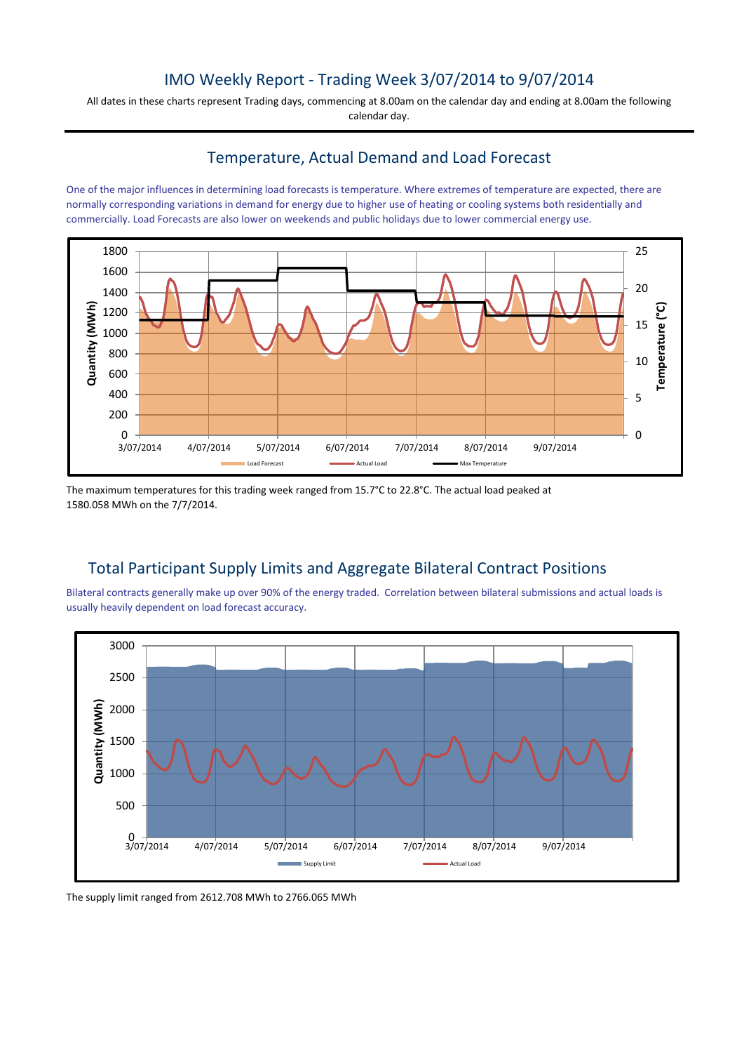# IMO Weekly Report - Trading Week 3/07/2014 to 9/07/2014

All dates in these charts represent Trading days, commencing at 8.00am on the calendar day and ending at 8.00am the following calendar day.

## Temperature, Actual Demand and Load Forecast

One of the major influences in determining load forecasts is temperature. Where extremes of temperature are expected, there are normally corresponding variations in demand for energy due to higher use of heating or cooling systems both residentially and commercially. Load Forecasts are also lower on weekends and public holidays due to lower commercial energy use.

The maximum temperatures for this trading week ranged from 15.7°C to 22.8°C. The actual load peaked at 1580.058 MWh on the 7/7/2014.

## Total Participant Supply Limits and Aggregate Bilateral Contract Positions

Bilateral contracts generally make up over 90% of the energy traded. Correlation between bilateral submissions and actual loads is usually heavily dependent on load forecast accuracy.

The supply limit ranged from 2612.708 MWh to 2766.065 MWh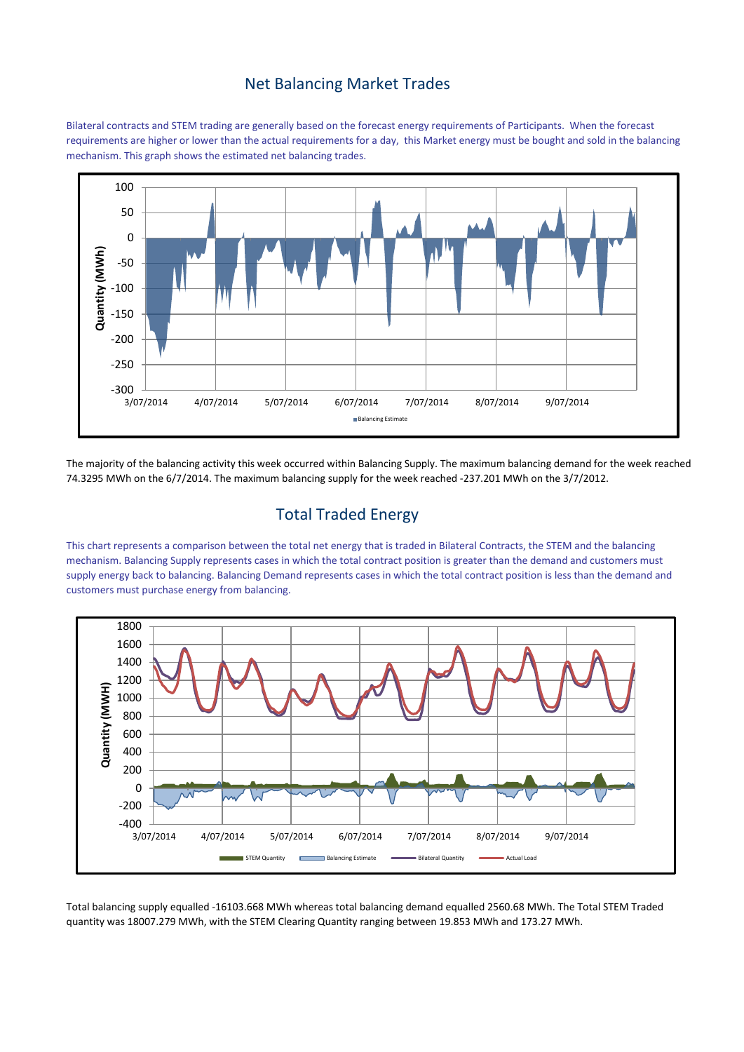## Net Balancing Market Trades

Bilateral contracts and STEM trading are generally based on the forecast energy requirements of Participants. When the forecast requirements are higher or lower than the actual requirements for a day, this Market energy must be bought and sold in the balancing mechanism. This graph shows the estimated net balancing trades.

The majority of the balancing activity this week occurred within Balancing Supply. The maximum balancing demand for the week reached 74.3295 MWh on the 6/7/2014. The maximum balancing supply for the week reached -237.201 MWh on the 3/7/2012.

## Total Traded Energy

This chart represents a comparison between the total net energy that is traded in Bilateral Contracts, the STEM and the balancing mechanism. Balancing Supply represents cases in which the total contract position is greater than the demand and customers must supply energy back to balancing. Balancing Demand represents cases in which the total contract position is less than the demand and customers must purchase energy from balancing.

Total balancing supply equalled -16103.668 MWh whereas total balancing demand equalled 2560.68 MWh. The Total STEM Traded quantity was 18007.279 MWh, with the STEM Clearing Quantity ranging between 19.853 MWh and 173.27 MWh.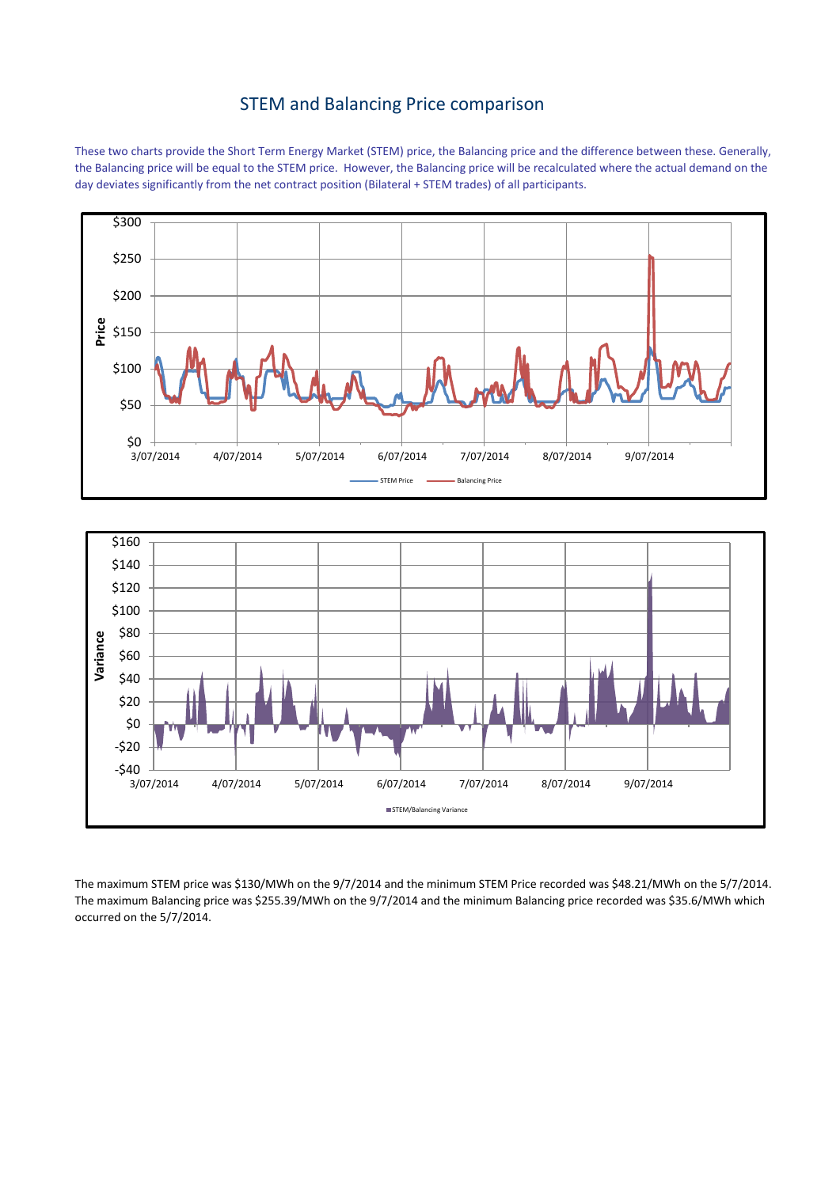# STEM and Balancing Price comparison

These two charts provide the Short Term Energy Market (STEM) price, the Balancing price and the difference between these. Generally, the Balancing price will be equal to the STEM price. However, the Balancing price will be recalculated where the actual demand on the day deviates significantly from the net contract position (Bilateral + STEM trades) of all participants.

Price

$300
$250
$200
$150
$100
$50
$0

3/07/2014 4/07/2014 5/07/2014 6/07/2014 7/07/2014 8/07/2014 9/07/2014

STEM Price Balancing Price

Variance

$160
$140
$120
$100
$80
$60
$40
$20
$0
-$20
-$40

3/07/2014 4/07/2014 5/07/2014 6/07/2014 7/07/2014 8/07/2014 9/07/2014

STEM/Balancing Variance

The maximum STEM price was $130/MWh on the 9/7/2014 and the minimum STEM Price recorded was $48.21/MWh on the 5/7/2014. The maximum Balancing price was $255.39/MWh on the 9/7/2014 and the minimum Balancing price recorded was $35.6/MWh which occurred on the 5/7/2014.